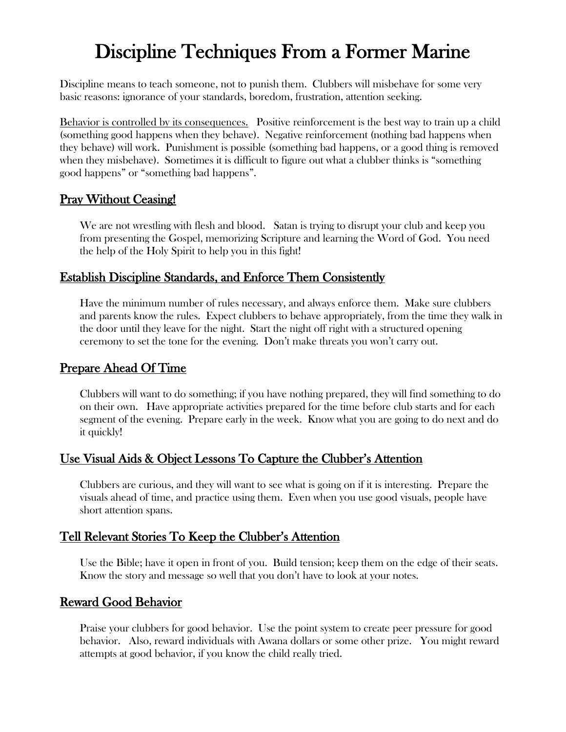# Discipline Techniques From a Former Marine

Discipline means to teach someone, not to punish them. Clubbers will misbehave for some very basic reasons: ignorance of your standards, boredom, frustration, attention seeking.

<u>Behavior is controlled by its consequences.</u> Positive reinforcement is the best way to train up a child (something good happens when they behave). Negative reinforcement (nothing bad happens when they behave) will work. Punishment is possible (something bad happens, or a good thing is removed when they misbehave). Sometimes it is difficult to figure out what a clubber thinks is "something good happens" or "something bad happens".

## Pray Without Ceasing!

We are not wrestling with flesh and blood. Satan is trying to disrupt your club and keep you from presenting the Gospel, memorizing Scripture and learning the Word of God. You need the help of the Holy Spirit to help you in this fight!

## Establish Discipline Standards, and Enforce Them Consistently

Have the minimum number of rules necessary, and always enforce them. Make sure clubbers and parents know the rules. Expect clubbers to behave appropriately, from the time they walk in the door until they leave for the night. Start the night off right with a structured opening ceremony to set the tone for the evening. Don't make threats you won't carry out.

## Prepare Ahead Of Time

Clubbers will want to do something; if you have nothing prepared, they will find something to do on their own. Have appropriate activities prepared for the time before club starts and for each segment of the evening. Prepare early in the week. Know what you are going to do next and do it quickly!

## Use Visual Aids & Object Lessons To Capture the Clubber's Attention

Clubbers are curious, and they will want to see what is going on if it is interesting. Prepare the visuals ahead of time, and practice using them. Even when you use good visuals, people have short attention spans.

## Tell Relevant Stories To Keep the Clubber's Attention

Use the Bible; have it open in front of you. Build tension; keep them on the edge of their seats. Know the story and message so well that you don't have to look at your notes.

## Reward Good Behavior

Praise your clubbers for good behavior. Use the point system to create peer pressure for good behavior. Also, reward individuals with Awana dollars or some other prize. You might reward attempts at good behavior, if you know the child really tried.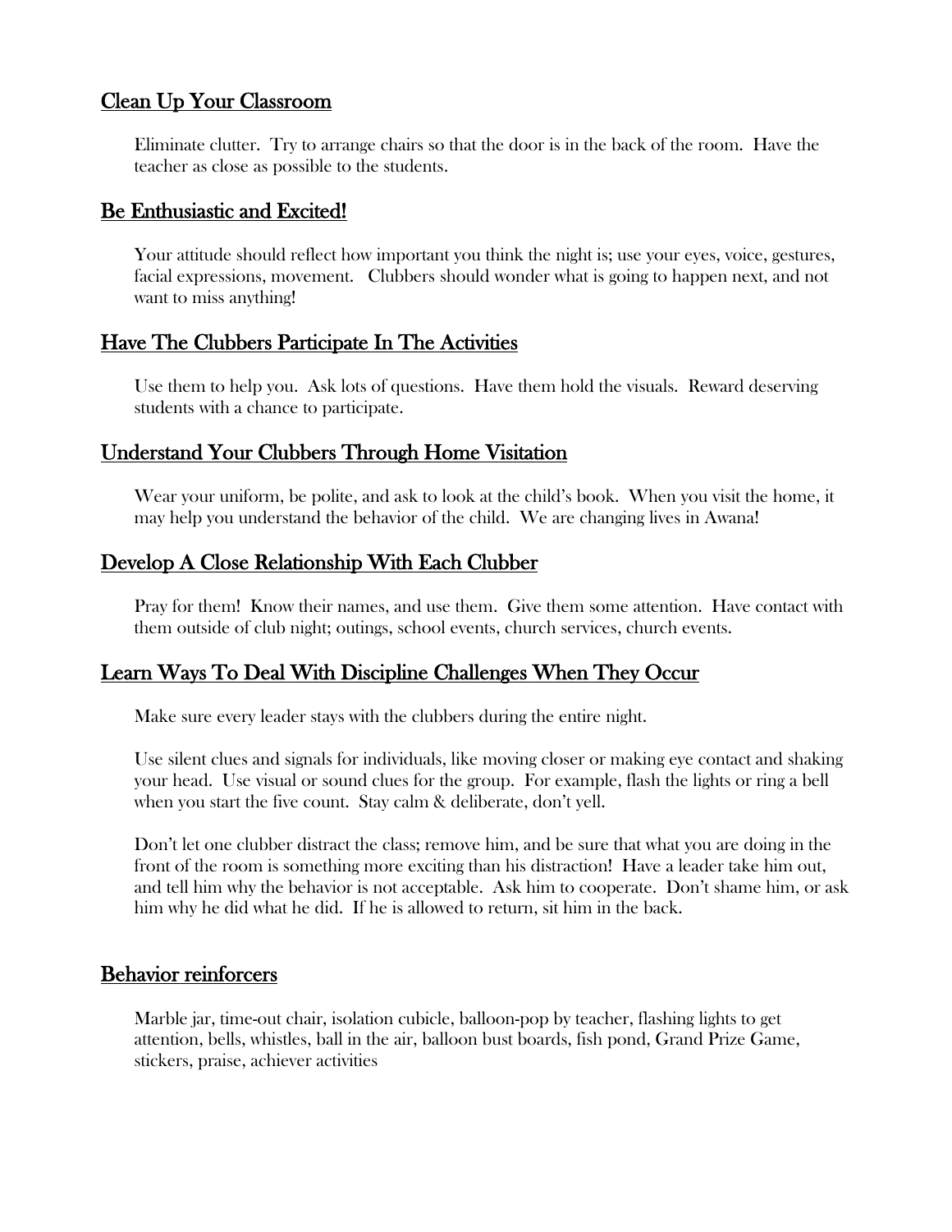## Clean Up Your Classroom

Eliminate clutter. Try to arrange chairs so that the door is in the back of the room. Have the teacher as close as possible to the students.

## Be Enthusiastic and Excited!

Your attitude should reflect how important you think the night is; use your eyes, voice, gestures, facial expressions, movement. Clubbers should wonder what is going to happen next, and not want to miss anything!

## Have The Clubbers Participate In The Activities

Use them to help you. Ask lots of questions. Have them hold the visuals. Reward deserving students with a chance to participate.

## Understand Your Clubbers Through Home Visitation

Wear your uniform, be polite, and ask to look at the child's book. When you visit the home, it may help you understand the behavior of the child. We are changing lives in Awana!

## Develop A Close Relationship With Each Clubber

Pray for them! Know their names, and use them. Give them some attention. Have contact with them outside of club night; outings, school events, church services, church events.

## Learn Ways To Deal With Discipline Challenges When They Occur

Make sure every leader stays with the clubbers during the entire night.

Use silent clues and signals for individuals, like moving closer or making eye contact and shaking your head. Use visual or sound clues for the group. For example, flash the lights or ring a bell when you start the five count. Stay calm & deliberate, don't yell.

Don't let one clubber distract the class; remove him, and be sure that what you are doing in the front of the room is something more exciting than his distraction! Have a leader take him out, and tell him why the behavior is not acceptable. Ask him to cooperate. Don't shame him, or ask him why he did what he did. If he is allowed to return, sit him in the back.

## Behavior reinforcers

Marble jar, time-out chair, isolation cubicle, balloon-pop by teacher, flashing lights to get attention, bells, whistles, ball in the air, balloon bust boards, fish pond, Grand Prize Game, stickers, praise, achiever activities